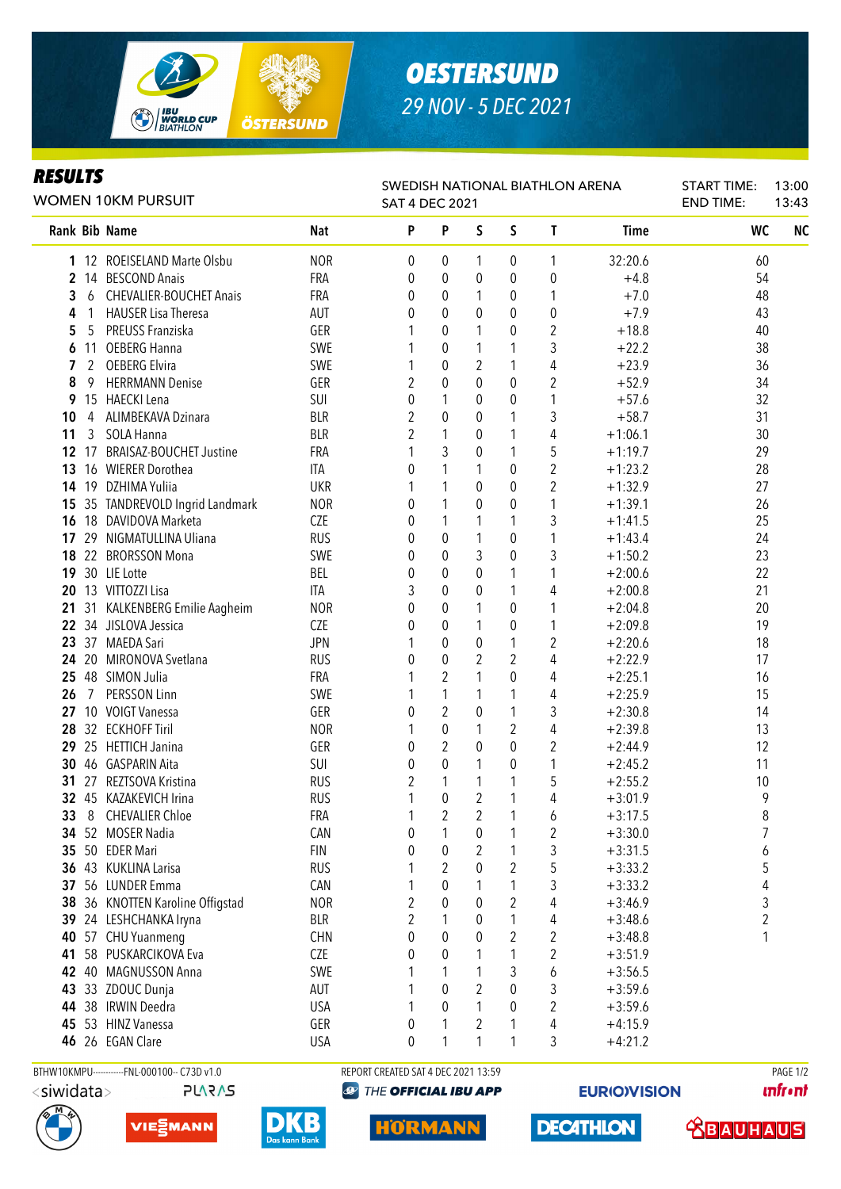# OESTERSUND

29 NOV - 5 DEC 2021

## RESULTS

WOMEN 10KM PURSUIT

SWEDISH NATIONAL BIATHLON ARENA
SAT 4 DEC 2021

START TIME: 13:00
END TIME: 13:43

| Rank | Bib | Name | Nat | P | P | S | S | T | Time | WC | NC |
|---|---|---|---|---|---|---|---|---|---|---|---|
| 1 | 12 | ROEISELAND Marte Olsbu | NOR | 0 | 0 | 1 | 0 | 1 | 32:20.6 | 60 | |
| 2 | 14 | BESCOND Anais | FRA | 0 | 0 | 0 | 0 | 0 | +4.8 | 54 | |
| 3 | 6 | CHEVALIER-BOUCHET Anais | FRA | 0 | 0 | 1 | 0 | 1 | +7.0 | 48 | |
| 4 | 1 | HAUSER Lisa Theresa | AUT | 0 | 0 | 0 | 0 | 0 | +7.9 | 43 | |
| 5 | 5 | PREUSS Franziska | GER | 1 | 0 | 1 | 0 | 2 | +18.8 | 40 | |
| 6 | 11 | OEBERG Hanna | SWE | 1 | 0 | 1 | 1 | 3 | +22.2 | 38 | |
| 7 | 2 | OEBERG Elvira | SWE | 1 | 0 | 2 | 1 | 4 | +23.9 | 36 | |
| 8 | 9 | HERRMANN Denise | GER | 2 | 0 | 0 | 0 | 2 | +52.9 | 34 | |
| 9 | 15 | HAECKI Lena | SUI | 0 | 1 | 0 | 0 | 1 | +57.6 | 32 | |
| 10 | 4 | ALIMBEKAVA Dzinara | BLR | 2 | 0 | 0 | 1 | 3 | +58.7 | 31 | |
| 11 | 3 | SOLA Hanna | BLR | 2 | 1 | 0 | 1 | 4 | +1:06.1 | 30 | |
| 12 | 17 | BRAISAZ-BOUCHET Justine | FRA | 1 | 3 | 0 | 1 | 5 | +1:19.7 | 29 | |
| 13 | 16 | WIERER Dorothea | ITA | 0 | 1 | 1 | 0 | 2 | +1:23.2 | 28 | |
| 14 | 19 | DZHIMA Yuliia | UKR | 1 | 1 | 0 | 0 | 2 | +1:32.9 | 27 | |
| 15 | 35 | TANDREVOLD Ingrid Landmark | NOR | 0 | 1 | 0 | 0 | 1 | +1:39.1 | 26 | |
| 16 | 18 | DAVIDOVA Marketa | CZE | 0 | 1 | 1 | 1 | 3 | +1:41.5 | 25 | |
| 17 | 29 | NIGMATULLINA Uliana | RUS | 0 | 0 | 1 | 0 | 1 | +1:43.4 | 24 | |
| 18 | 22 | BRORSSON Mona | SWE | 0 | 0 | 3 | 0 | 3 | +1:50.2 | 23 | |
| 19 | 30 | LIE Lotte | BEL | 0 | 0 | 0 | 1 | 1 | +2:00.6 | 22 | |
| 20 | 13 | VITTOZZI Lisa | ITA | 3 | 0 | 0 | 1 | 4 | +2:00.8 | 21 | |
| 21 | 31 | KALKENBERG Emilie Aagheim | NOR | 0 | 0 | 1 | 0 | 1 | +2:04.8 | 20 | |
| 22 | 34 | JISLOVA Jessica | CZE | 0 | 0 | 1 | 0 | 1 | +2:09.8 | 19 | |
| 23 | 37 | MAEDA Sari | JPN | 1 | 0 | 0 | 1 | 2 | +2:20.6 | 18 | |
| 24 | 20 | MIRONOVA Svetlana | RUS | 0 | 0 | 2 | 2 | 4 | +2:22.9 | 17 | |
| 25 | 48 | SIMON Julia | FRA | 1 | 2 | 1 | 0 | 4 | +2:25.1 | 16 | |
| 26 | 7 | PERSSON Linn | SWE | 1 | 1 | 1 | 1 | 4 | +2:25.9 | 15 | |
| 27 | 10 | VOIGT Vanessa | GER | 0 | 2 | 0 | 1 | 3 | +2:30.8 | 14 | |
| 28 | 32 | ECKHOFF Tiril | NOR | 1 | 0 | 1 | 2 | 4 | +2:39.8 | 13 | |
| 29 | 25 | HETTICH Janina | GER | 0 | 2 | 0 | 0 | 2 | +2:44.9 | 12 | |
| 30 | 46 | GASPARIN Aita | SUI | 0 | 0 | 1 | 0 | 1 | +2:45.2 | 11 | |
| 31 | 27 | REZTSOVA Kristina | RUS | 2 | 1 | 1 | 1 | 5 | +2:55.2 | 10 | |
| 32 | 45 | KAZAKEVICH Irina | RUS | 1 | 0 | 2 | 1 | 4 | +3:01.9 | 9 | |
| 33 | 8 | CHEVALIER Chloe | FRA | 1 | 2 | 2 | 1 | 6 | +3:17.5 | 8 | |
| 34 | 52 | MOSER Nadia | CAN | 0 | 1 | 0 | 1 | 2 | +3:30.0 | 7 | |
| 35 | 50 | EDER Mari | FIN | 0 | 0 | 2 | 1 | 3 | +3:31.5 | 6 | |
| 36 | 43 | KUKLINA Larisa | RUS | 1 | 2 | 0 | 2 | 5 | +3:33.2 | 5 | |
| 37 | 56 | LUNDER Emma | CAN | 1 | 0 | 1 | 1 | 3 | +3:33.2 | 4 | |
| 38 | 36 | KNOTTEN Karoline Offigstad | NOR | 2 | 0 | 0 | 2 | 4 | +3:46.9 | 3 | |
| 39 | 24 | LESHCHANKA Iryna | BLR | 2 | 1 | 0 | 1 | 4 | +3:48.6 | 2 | |
| 40 | 57 | CHU Yuanmeng | CHN | 0 | 0 | 0 | 2 | 2 | +3:48.8 | 1 | |
| 41 | 58 | PUSKARCIKOVA Eva | CZE | 0 | 0 | 1 | 1 | 2 | +3:51.9 | | |
| 42 | 40 | MAGNUSSON Anna | SWE | 1 | 1 | 1 | 3 | 6 | +3:56.5 | | |
| 43 | 33 | ZDOUC Dunja | AUT | 1 | 0 | 2 | 0 | 3 | +3:59.6 | | |
| 44 | 38 | IRWIN Deedra | USA | 1 | 0 | 1 | 0 | 2 | +3:59.6 | | |
| 45 | 53 | HINZ Vanessa | GER | 0 | 1 | 2 | 1 | 4 | +4:15.9 | | |
| 46 | 26 | EGAN Clare | USA | 0 | 1 | 1 | 1 | 3 | +4:21.2 | | |

BTHW10KMPU-----------FNL-000100-- C73D v1.0 REPORT CREATED SAT 4 DEC 2021 13:59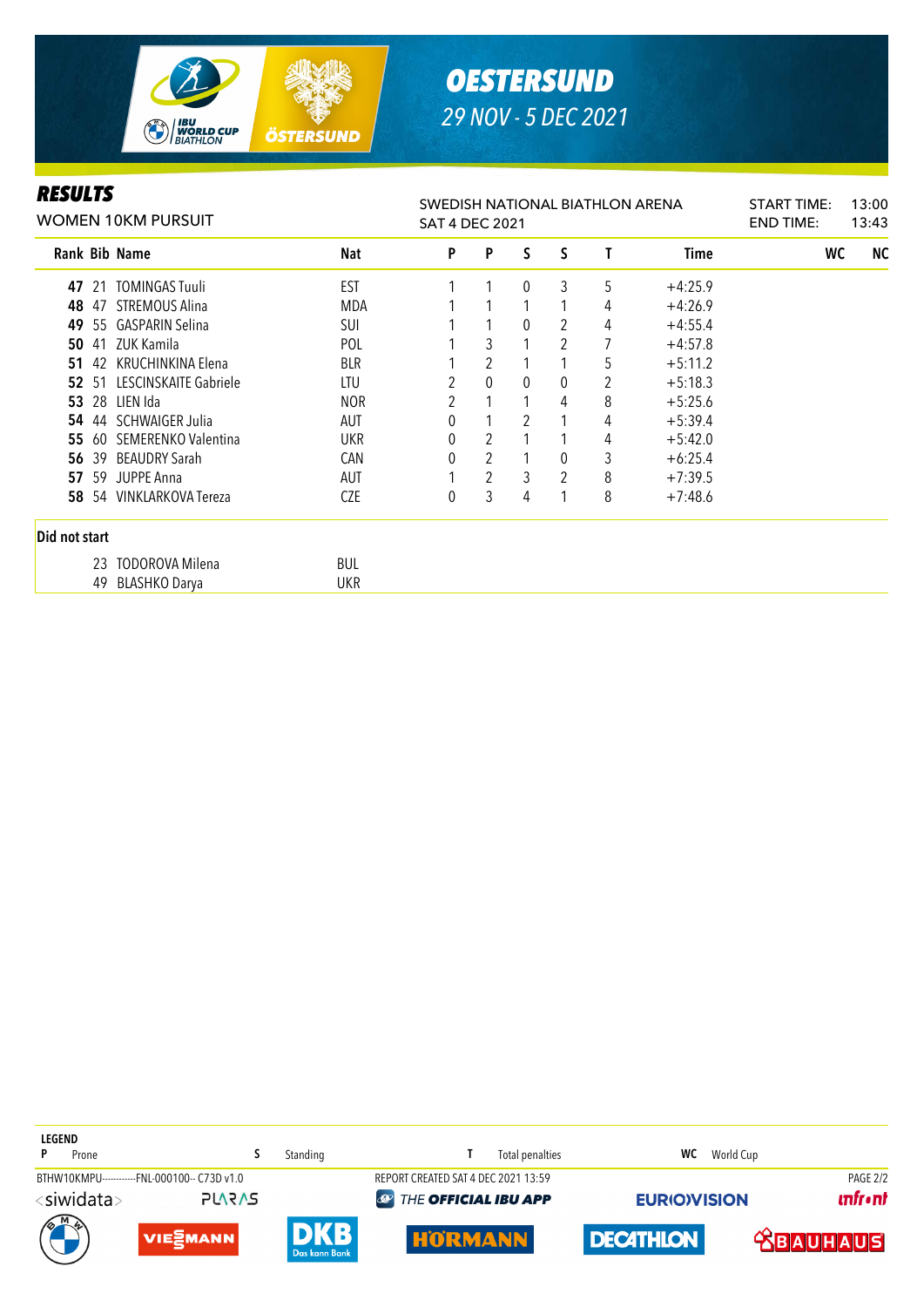# OESTERSUND

29 NOV - 5 DEC 2021

## RESULTS

WOMEN 10KM PURSUIT

SWEDISH NATIONAL BIATHLON ARENA
SAT 4 DEC 2021

START TIME: 13:00
END TIME: 13:43

| Rank | Bib | Name | Nat | P | P | S | S | T | Time | WC | NC |
|---|---|---|---|---|---|---|---|---|---|---|---|
| **47** | 21 | TOMINGAS Tuuli | EST | 1 | 1 | 0 | 3 | 5 | +4:25.9 | | |
| **48** | 47 | STREMOUS Alina | MDA | 1 | 1 | 1 | 1 | 4 | +4:26.9 | | |
| **49** | 55 | GASPARIN Selina | SUI | 1 | 1 | 0 | 2 | 4 | +4:55.4 | | |
| **50** | 41 | ZUK Kamila | POL | 1 | 3 | 1 | 2 | 7 | +4:57.8 | | |
| **51** | 42 | KRUCHINKINA Elena | BLR | 1 | 2 | 1 | 1 | 5 | +5:11.2 | | |
| **52** | 51 | LESCINSKAITE Gabriele | LTU | 2 | 0 | 0 | 0 | 2 | +5:18.3 | | |
| **53** | 28 | LIEN Ida | NOR | 2 | 1 | 1 | 4 | 8 | +5:25.6 | | |
| **54** | 44 | SCHWAIGER Julia | AUT | 0 | 1 | 2 | 1 | 4 | +5:39.4 | | |
| **55** | 60 | SEMERENKO Valentina | UKR | 0 | 2 | 1 | 1 | 4 | +5:42.0 | | |
| **56** | 39 | BEAUDRY Sarah | CAN | 0 | 2 | 1 | 0 | 3 | +6:25.4 | | |
| **57** | 59 | JUPPE Anna | AUT | 1 | 2 | 3 | 2 | 8 | +7:39.5 | | |
| **58** | 54 | VINKLARKOVA Tereza | CZE | 0 | 3 | 4 | 1 | 8 | +7:48.6 | | |

### Did not start

| Bib | Name | Nat |
|---|---|---|
| 23 | TODOROVA Milena | BUL |
| 49 | BLASHKO Darya | UKR |

LEGEND
P Prone S Standing T Total penalties WC World Cup

BTHW10KMPU-----------FNL-000100-- C73D v1.0 REPORT CREATED SAT 4 DEC 2021 13:59